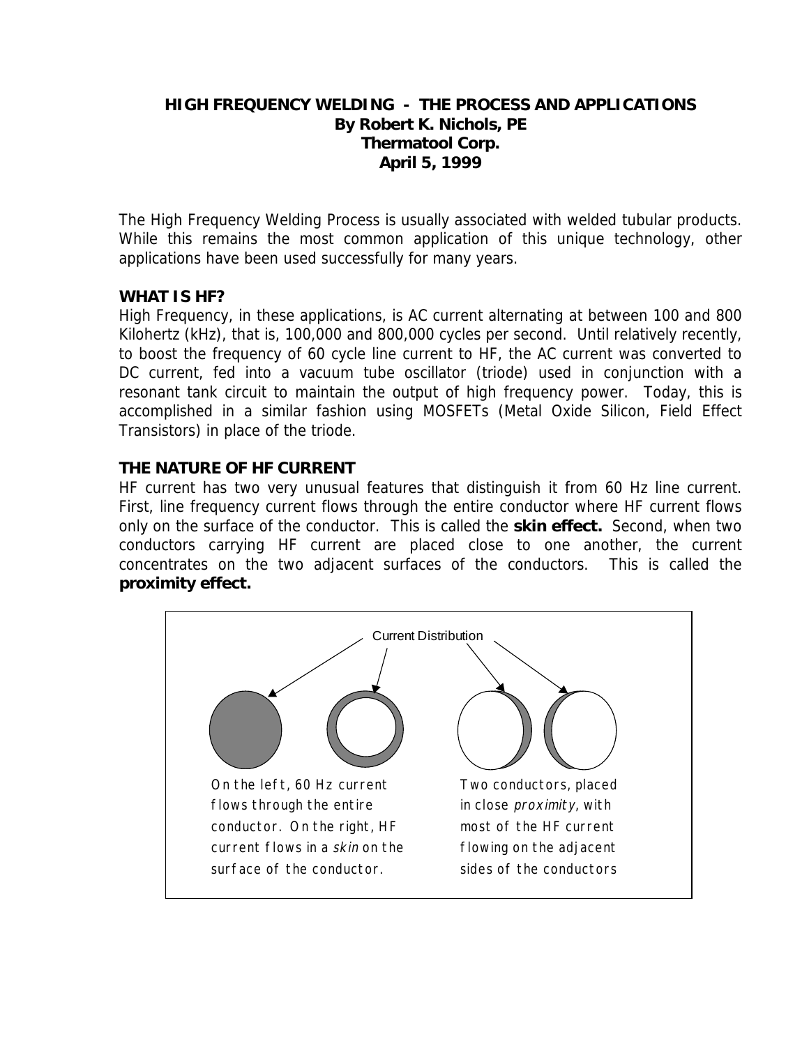# HIGH FREQUENCY WELDING - THE PROCESS AND APPLICATIONS

**By Robert K. Nichols, PE**
**Thermatool Corp.**
**April 5, 1999**

The High Frequency Welding Process is usually associated with welded tubular products. While this remains the most common application of this unique technology, other applications have been used successfully for many years.

## WHAT IS HF?

High Frequency, in these applications, is AC current alternating at between 100 and 800 Kilohertz (kHz), that is, 100,000 and 800,000 cycles per second. Until relatively recently, to boost the frequency of 60 cycle line current to HF, the AC current was converted to DC current, fed into a vacuum tube oscillator (triode) used in conjunction with a resonant tank circuit to maintain the output of high frequency power. Today, this is accomplished in a similar fashion using MOSFETs (Metal Oxide Silicon, Field Effect Transistors) in place of the triode.

## THE NATURE OF HF CURRENT

HF current has two very unusual features that distinguish it from 60 Hz line current. First, line frequency current flows through the entire conductor where HF current flows only on the surface of the conductor. This is called the **skin effect.** Second, when two conductors carrying HF current are placed close to one another, the current concentrates on the two adjacent surfaces of the conductors. This is called the **proximity effect.**

Current Distribution

On the left, 60 Hz current flows through the entire conductor. On the right, HF current flows in a *skin* on the surface of the conductor.

Two conductors, placed in close *proximity*, with most of the HF current flowing on the adjacent sides of the conductors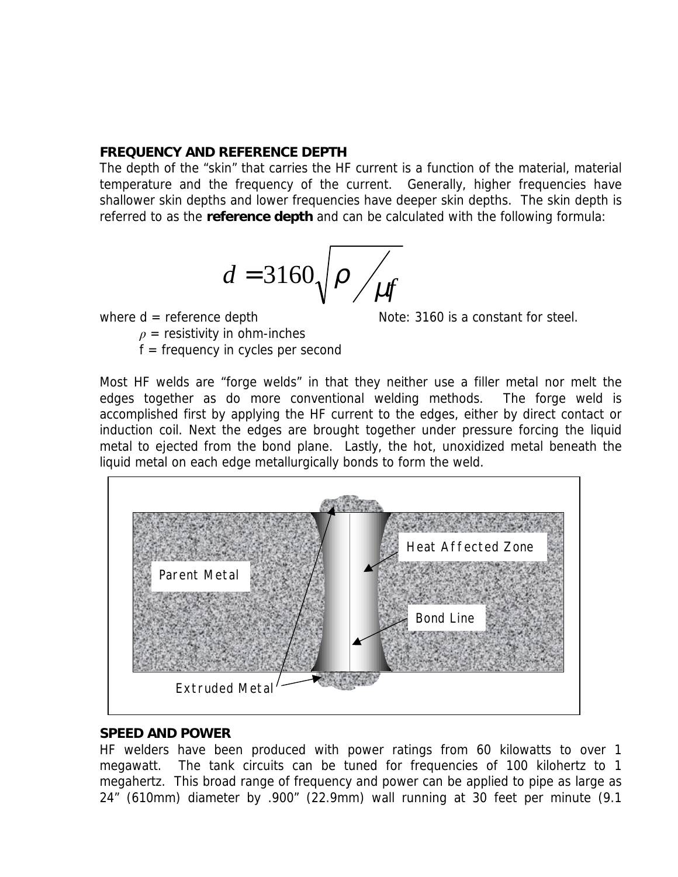## FREQUENCY AND REFERENCE DEPTH

The depth of the "skin" that carries the HF current is a function of the material, material temperature and the frequency of the current. Generally, higher frequencies have shallower skin depths and lower frequencies have deeper skin depths. The skin depth is referred to as the **reference depth** and can be calculated with the following formula:

$$d = 3160\sqrt{\rho / \mu f}$$

where d = reference depth          Note: 3160 is a constant for steel.

$\rho$ = resistivity in ohm-inches

f = frequency in cycles per second

Most HF welds are "forge welds" in that they neither use a filler metal nor melt the edges together as do more conventional welding methods. The forge weld is accomplished first by applying the HF current to the edges, either by direct contact or induction coil. Next the edges are brought together under pressure forcing the liquid metal to ejected from the bond plane. Lastly, the hot, unoxidized metal beneath the liquid metal on each edge metallurgically bonds to form the weld.

Parent Metal

Heat Affected Zone

Bond Line

Extruded Metal

## SPEED AND POWER

HF welders have been produced with power ratings from 60 kilowatts to over 1 megawatt. The tank circuits can be tuned for frequencies of 100 kilohertz to 1 megahertz. This broad range of frequency and power can be applied to pipe as large as 24" (610mm) diameter by .900" (22.9mm) wall running at 30 feet per minute (9.1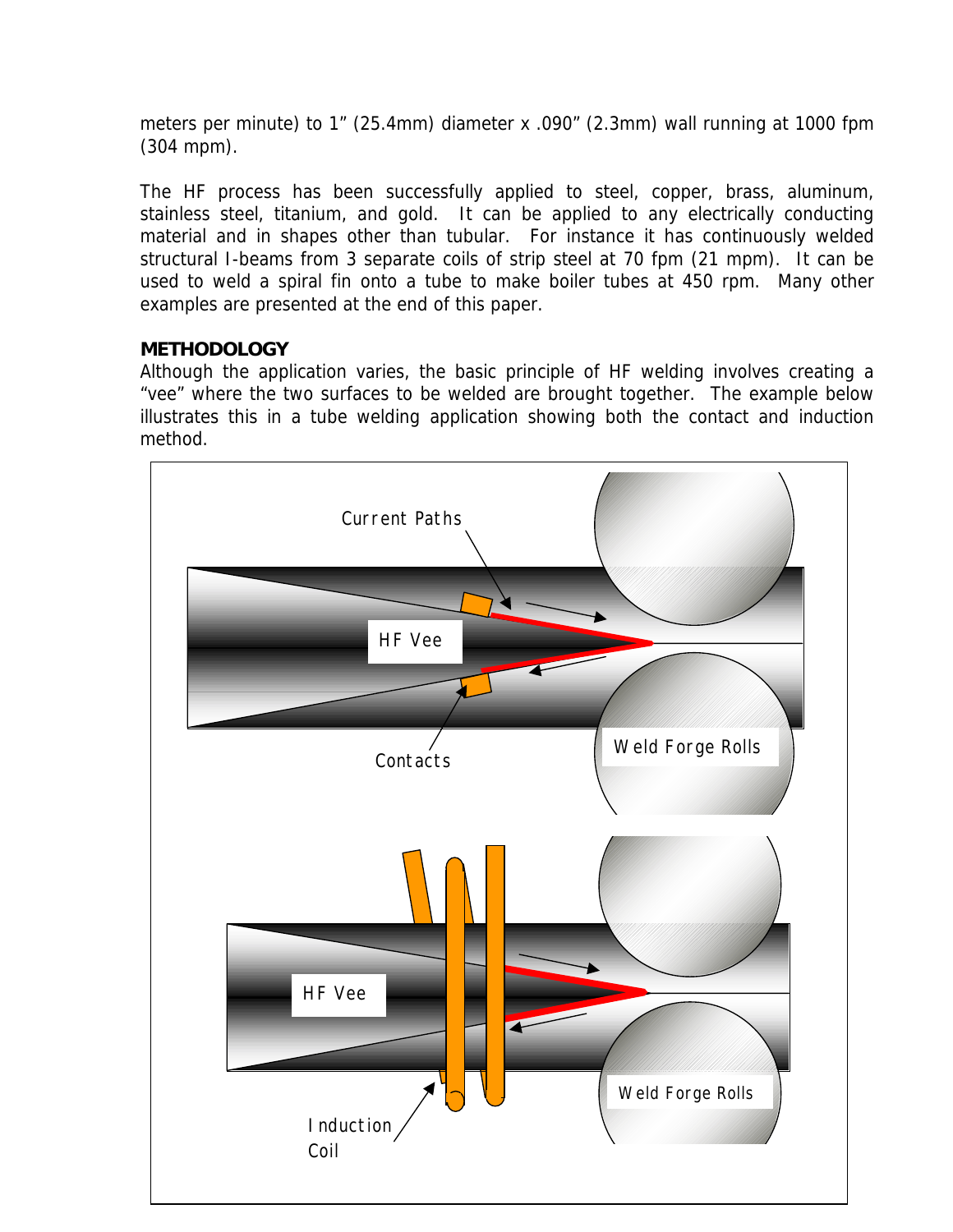meters per minute) to 1" (25.4mm) diameter x .090" (2.3mm) wall running at 1000 fpm (304 mpm).

The HF process has been successfully applied to steel, copper, brass, aluminum, stainless steel, titanium, and gold. It can be applied to any electrically conducting material and in shapes other than tubular. For instance it has continuously welded structural I-beams from 3 separate coils of strip steel at 70 fpm (21 mpm). It can be used to weld a spiral fin onto a tube to make boiler tubes at 450 rpm. Many other examples are presented at the end of this paper.

**METHODOLOGY**

Although the application varies, the basic principle of HF welding involves creating a "vee" where the two surfaces to be welded are brought together. The example below illustrates this in a tube welding application showing both the contact and induction method.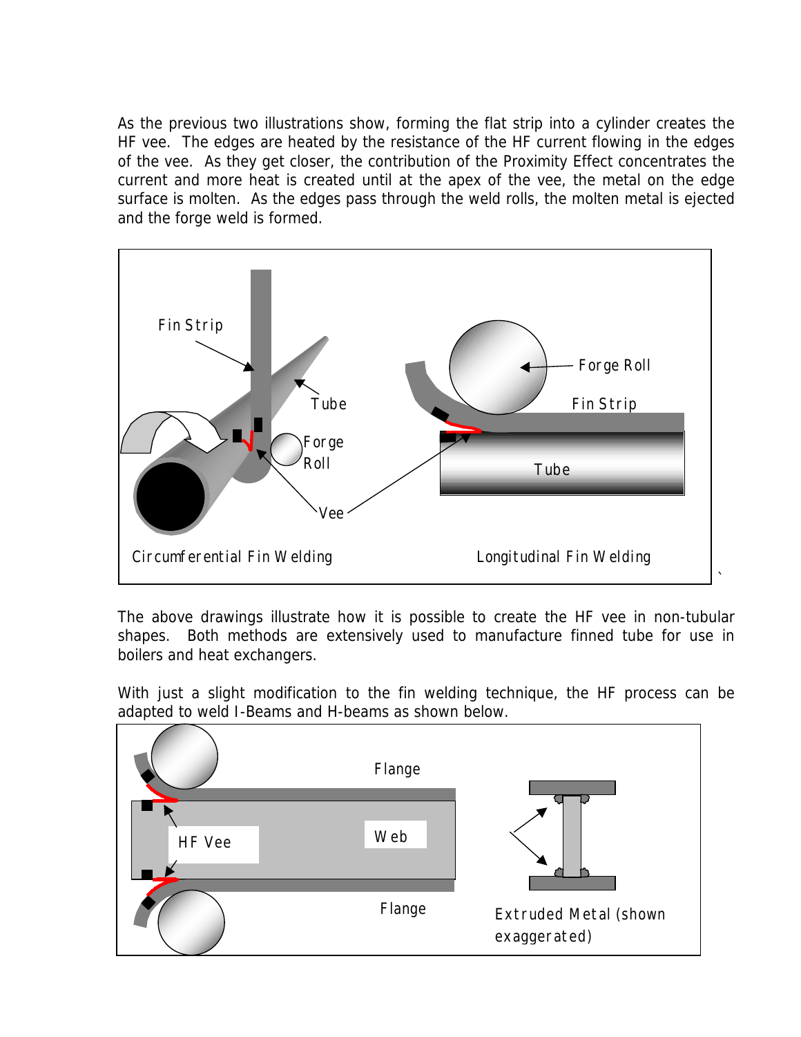As the previous two illustrations show, forming the flat strip into a cylinder creates the HF vee. The edges are heated by the resistance of the HF current flowing in the edges of the vee. As they get closer, the contribution of the Proximity Effect concentrates the current and more heat is created until at the apex of the vee, the metal on the edge surface is molten. As the edges pass through the weld rolls, the molten metal is ejected and the forge weld is formed.

The above drawings illustrate how it is possible to create the HF vee in non-tubular shapes. Both methods are extensively used to manufacture finned tube for use in boilers and heat exchangers.

With just a slight modification to the fin welding technique, the HF process can be adapted to weld I-Beams and H-beams as shown below.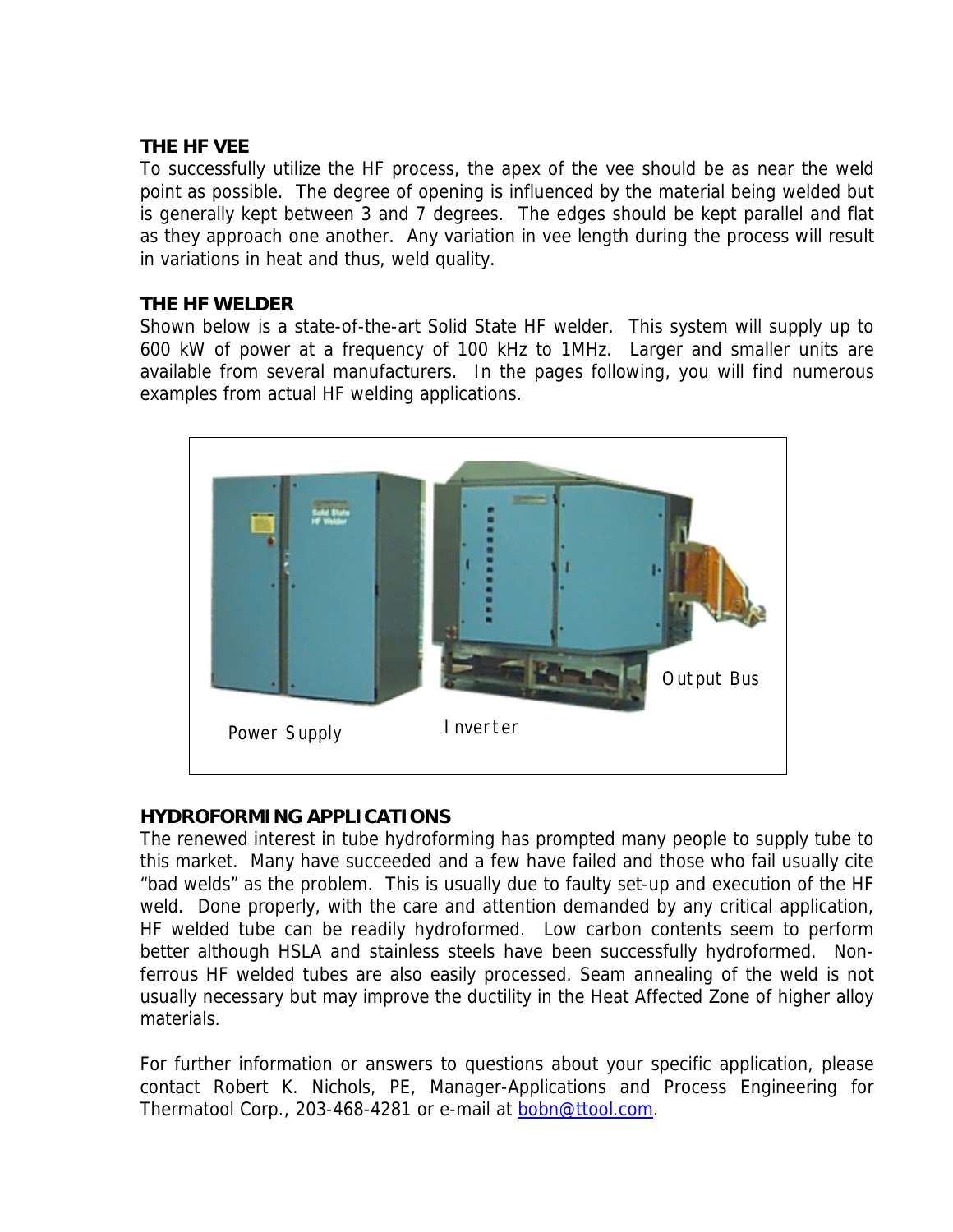### THE HF VEE

To successfully utilize the HF process, the apex of the vee should be as near the weld point as possible. The degree of opening is influenced by the material being welded but is generally kept between 3 and 7 degrees. The edges should be kept parallel and flat as they approach one another. Any variation in vee length during the process will result in variations in heat and thus, weld quality.

### THE HF WELDER

Shown below is a state-of-the-art Solid State HF welder. This system will supply up to 600 kW of power at a frequency of 100 kHz to 1MHz. Larger and smaller units are available from several manufacturers. In the pages following, you will find numerous examples from actual HF welding applications.

Power Supply    Inverter    Output Bus

### HYDROFORMING APPLICATIONS

The renewed interest in tube hydroforming has prompted many people to supply tube to this market. Many have succeeded and a few have failed and those who fail usually cite "bad welds" as the problem. This is usually due to faulty set-up and execution of the HF weld. Done properly, with the care and attention demanded by any critical application, HF welded tube can be readily hydroformed. Low carbon contents seem to perform better although HSLA and stainless steels have been successfully hydroformed. Non-ferrous HF welded tubes are also easily processed. Seam annealing of the weld is not usually necessary but may improve the ductility in the Heat Affected Zone of higher alloy materials.

For further information or answers to questions about your specific application, please contact Robert K. Nichols, PE, Manager-Applications and Process Engineering for Thermatool Corp., 203-468-4281 or e-mail at bobn@ttool.com.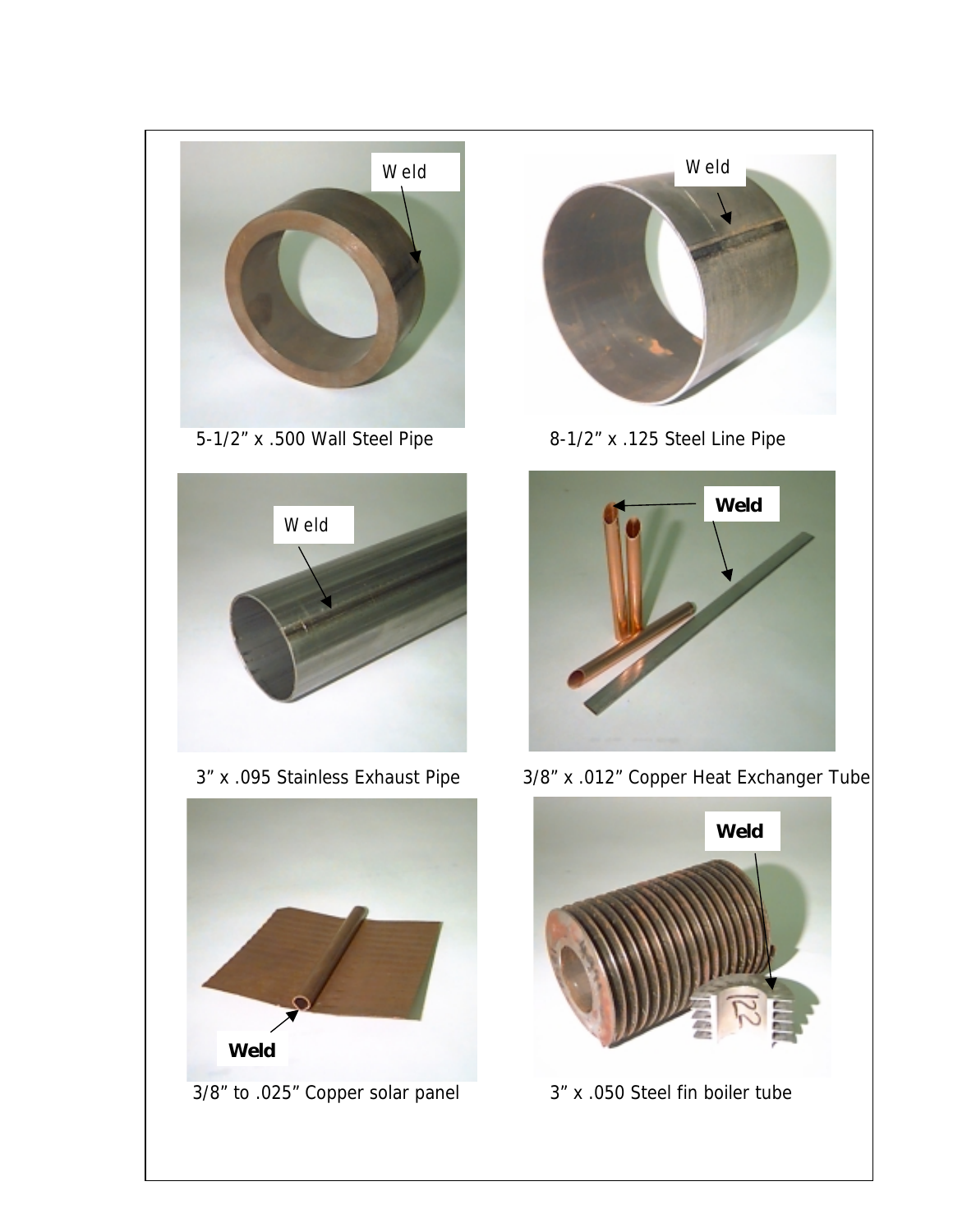5-1/2" x .500 Wall Steel Pipe

8-1/2" x .125 Steel Line Pipe

3" x .095 Stainless Exhaust Pipe

3/8" x .012" Copper Heat Exchanger Tube

3/8" to .025" Copper solar panel

3" x .050 Steel fin boiler tube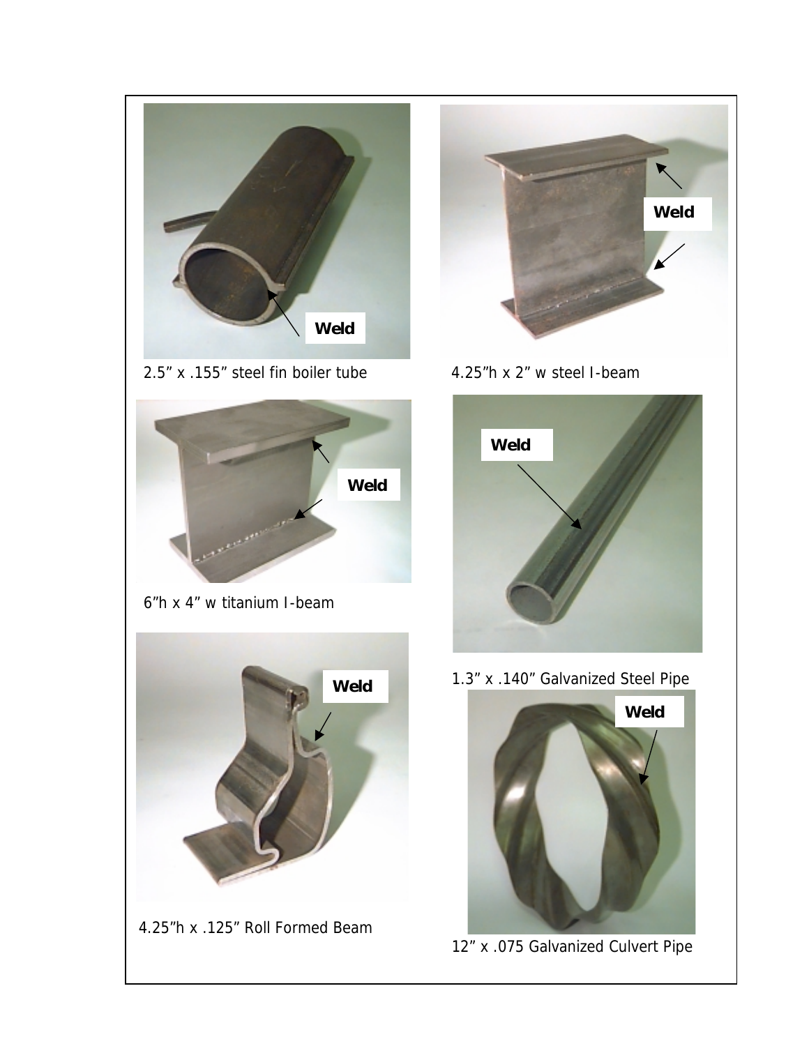2.5” x .155” steel fin boiler tube

4.25”h x 2” w steel I-beam

6”h x 4” w titanium I-beam

1.3” x .140” Galvanized Steel Pipe

4.25”h x .125” Roll Formed Beam

12” x .075 Galvanized Culvert Pipe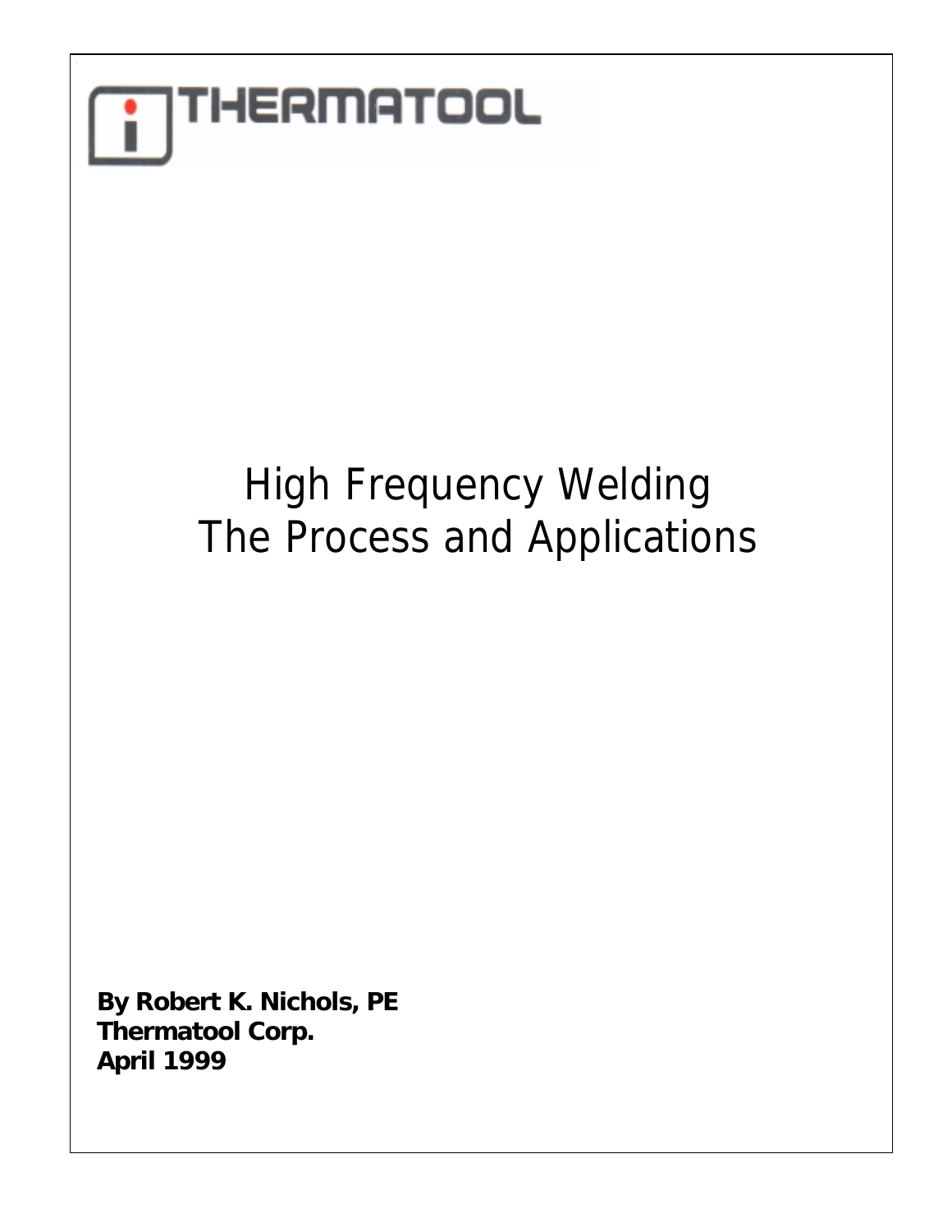THERMATOOL

# High Frequency Welding
# The Process and Applications

**By Robert K. Nichols, PE**
**Thermatool Corp.**
**April 1999**